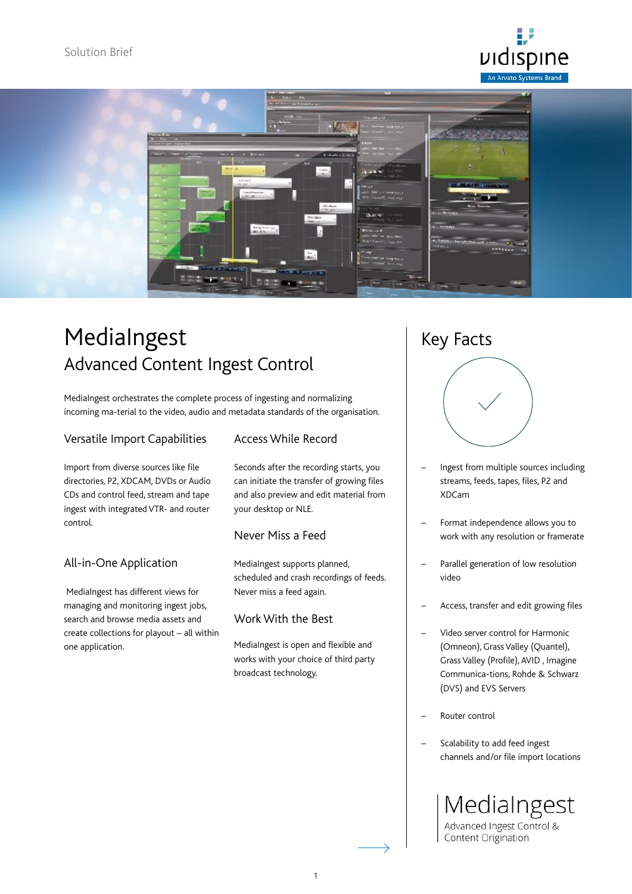Solution Brief

vidispine
An Arvato Systems Brand

# MediaIngest

## Advanced Content Ingest Control

MediaIngest orchestrates the complete process of ingesting and normalizing incoming ma-terial to the video, audio and metadata standards of the organisation.

### Versatile Import Capabilities

Import from diverse sources like file directories, P2, XDCAM, DVDs or Audio CDs and control feed, stream and tape ingest with integrated VTR- and router control.

### All-in-One Application

MediaIngest has different views for managing and monitoring ingest jobs, search and browse media assets and create collections for playout – all within one application.

### Access While Record

Seconds after the recording starts, you can initiate the transfer of growing files and also preview and edit material from your desktop or NLE.

### Never Miss a Feed

MediaIngest supports planned, scheduled and crash recordings of feeds. Never miss a feed again.

### Work With the Best

MediaIngest is open and flexible and works with your choice of third party broadcast technology.

## Key Facts

- Ingest from multiple sources including streams, feeds, tapes, files, P2 and XDCam
- Format independence allows you to work with any resolution or framerate
- Parallel generation of low resolution video
- Access, transfer and edit growing files
- Video server control for Harmonic (Omneon), Grass Valley (Quantel), Grass Valley (Profile), AVID , Imagine Communica-tions, Rohde & Schwarz (DVS) and EVS Servers
- Router control
- Scalability to add feed ingest channels and/or file import locations

MediaIngest
Advanced Ingest Control & Content Origination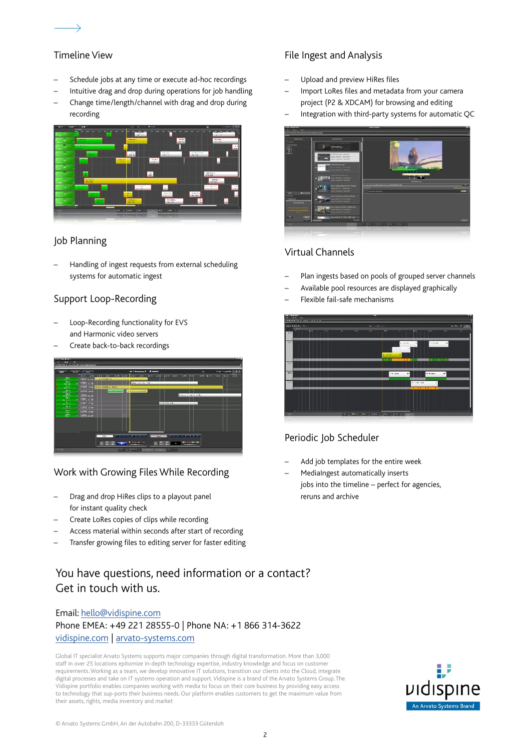## Timeline View

- Schedule jobs at any time or execute ad-hoc recordings
- Intuitive drag and drop during operations for job handling
- Change time/length/channel with drag and drop during recording

## Job Planning

- Handling of ingest requests from external scheduling systems for automatic ingest

## Support Loop-Recording

- Loop-Recording functionality for EVS and Harmonic video servers
- Create back-to-back recordings

## Work with Growing Files While Recording

- Drag and drop HiRes clips to a playout panel for instant quality check
- Create LoRes copies of clips while recording
- Access material within seconds after start of recording
- Transfer growing files to editing server for faster editing

## File Ingest and Analysis

- Upload and preview HiRes files
- Import LoRes files and metadata from your camera project (P2 & XDCAM) for browsing and editing
- Integration with third-party systems for automatic QC

## Virtual Channels

- Plan ingests based on pools of grouped server channels
- Available pool resources are displayed graphically
- Flexible fail-safe mechanisms

## Periodic Job Scheduler

- Add job templates for the entire week
- MediaIngest automatically inserts jobs into the timeline – perfect for agencies, reruns and archive

## You have questions, need information or a contact? Get in touch with us.

Email: hello@vidispine.com
Phone EMEA: +49 221 28555-0 | Phone NA: +1 866 314-3622
vidispine.com | arvato-systems.com

Global IT specialist Arvato Systems supports major companies through digital transformation. More than 3,000 staff in over 25 locations epitomize in-depth technology expertise, industry knowledge and focus on customer requirements. Working as a team, we develop innovative IT solutions, transition our clients into the Cloud, integrate digital processes and take on IT systems operation and support. Vidispine is a brand of the Arvato Systems Group. The Vidispine portfolio enables companies working with media to focus on their core business by providing easy access to technology that sup-ports their business needs. Our platform enables customers to get the maximum value from their assets, rights, media inventory and market

vidispine
An Arvato Systems Brand

© Arvato Systems GmbH, An der Autobahn 200, D-33333 Gütersloh